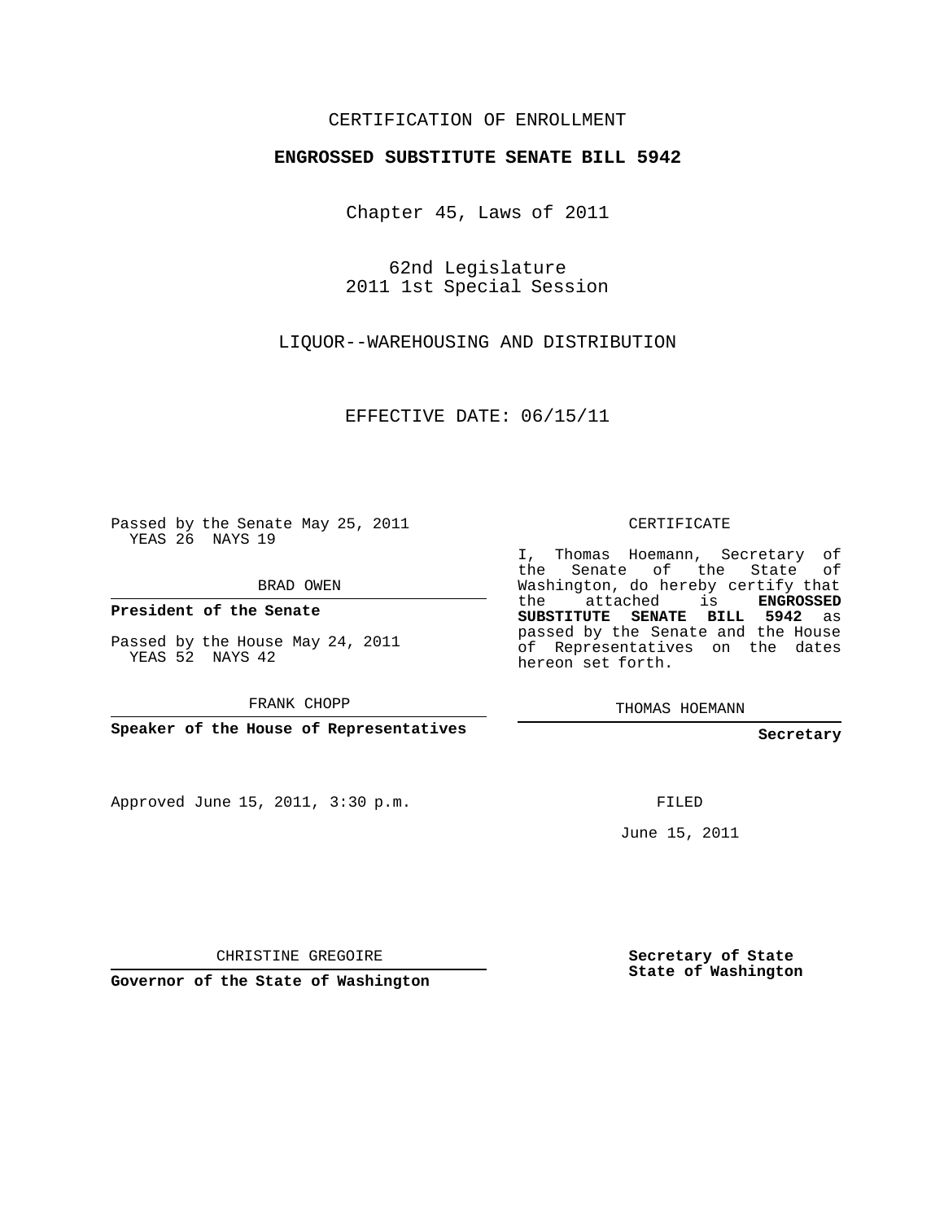CERTIFICATION OF ENROLLMENT

**ENGROSSED SUBSTITUTE SENATE BILL 5942**

Chapter 45, Laws of 2011

62nd Legislature
2011 1st Special Session

LIQUOR--WAREHOUSING AND DISTRIBUTION

EFFECTIVE DATE: 06/15/11

Passed by the Senate May 25, 2011
YEAS 26 NAYS 19

BRAD OWEN

**President of the Senate**

Passed by the House May 24, 2011
YEAS 52 NAYS 42

FRANK CHOPP

**Speaker of the House of Representatives**

Approved June 15, 2011, 3:30 p.m.

CHRISTINE GREGOIRE

**Governor of the State of Washington**

CERTIFICATE

I, Thomas Hoemann, Secretary of the Senate of the State of Washington, do hereby certify that the attached is **ENGROSSED SUBSTITUTE SENATE BILL 5942** as passed by the Senate and the House of Representatives on the dates hereon set forth.

THOMAS HOEMANN

**Secretary**

FILED

June 15, 2011

**Secretary of State**
**State of Washington**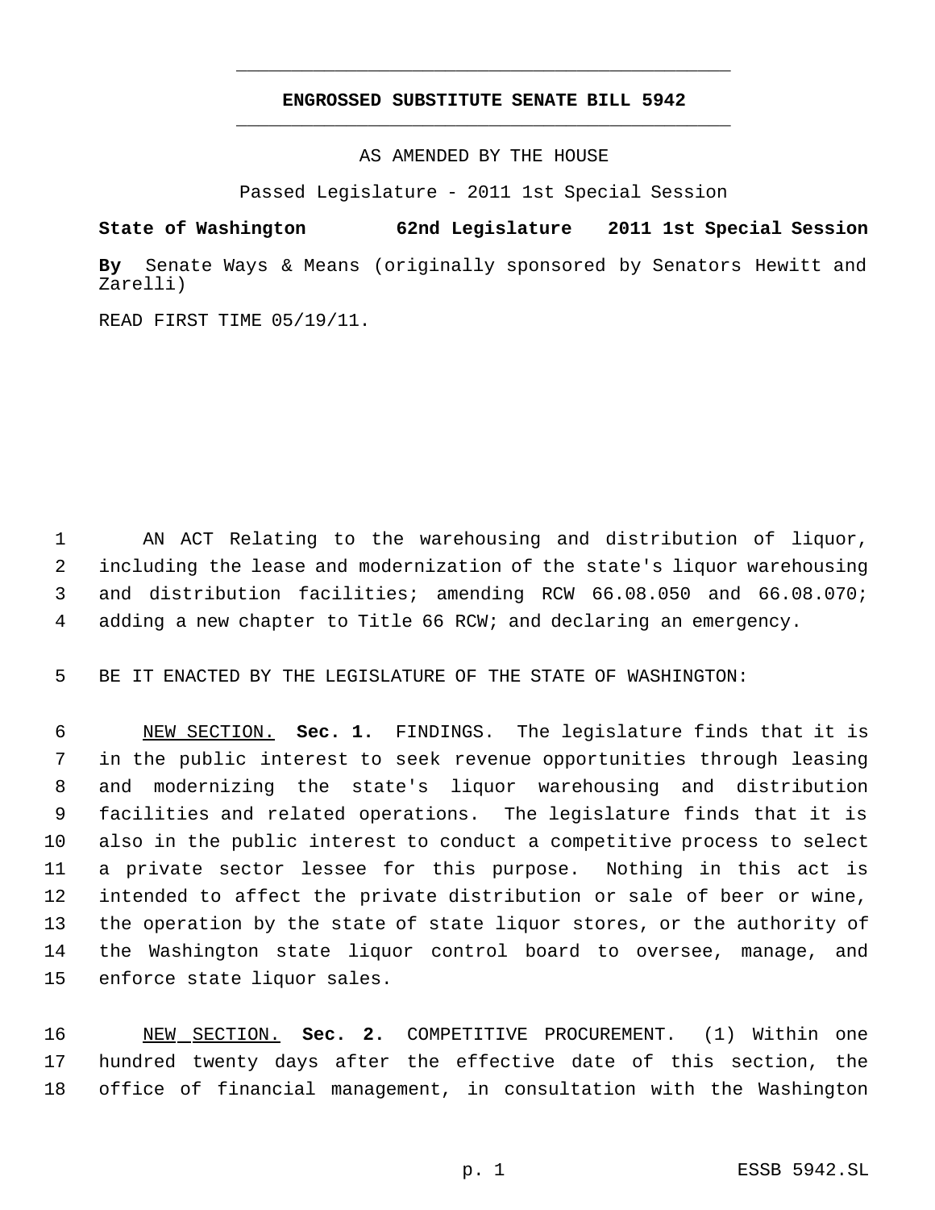**ENGROSSED SUBSTITUTE SENATE BILL 5942**

AS AMENDED BY THE HOUSE

Passed Legislature - 2011 1st Special Session

**State of Washington 62nd Legislature 2011 1st Special Session**

**By** Senate Ways & Means (originally sponsored by Senators Hewitt and Zarelli)

READ FIRST TIME 05/19/11.

AN ACT Relating to the warehousing and distribution of liquor, including the lease and modernization of the state's liquor warehousing and distribution facilities; amending RCW 66.08.050 and 66.08.070; adding a new chapter to Title 66 RCW; and declaring an emergency.

BE IT ENACTED BY THE LEGISLATURE OF THE STATE OF WASHINGTON:

NEW SECTION. **Sec. 1.** FINDINGS. The legislature finds that it is in the public interest to seek revenue opportunities through leasing and modernizing the state's liquor warehousing and distribution facilities and related operations. The legislature finds that it is also in the public interest to conduct a competitive process to select a private sector lessee for this purpose. Nothing in this act is intended to affect the private distribution or sale of beer or wine, the operation by the state of state liquor stores, or the authority of the Washington state liquor control board to oversee, manage, and enforce state liquor sales.

NEW SECTION. **Sec. 2.** COMPETITIVE PROCUREMENT. (1) Within one hundred twenty days after the effective date of this section, the office of financial management, in consultation with the Washington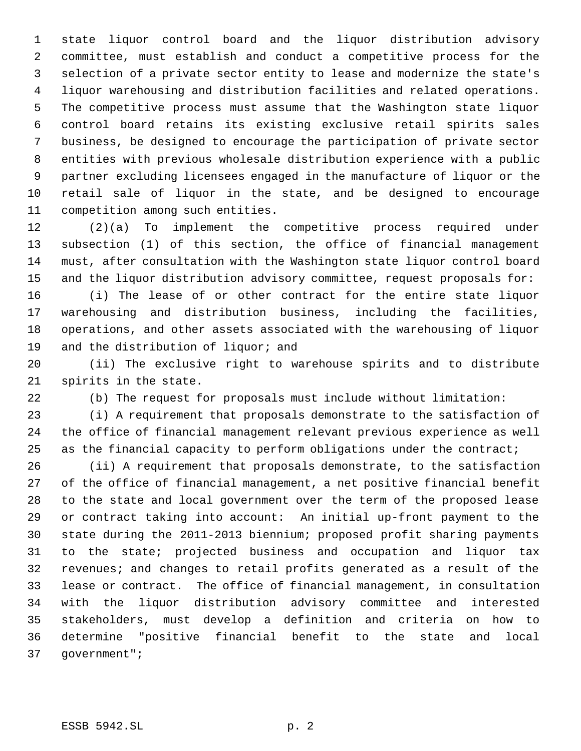state liquor control board and the liquor distribution advisory committee, must establish and conduct a competitive process for the selection of a private sector entity to lease and modernize the state's liquor warehousing and distribution facilities and related operations. The competitive process must assume that the Washington state liquor control board retains its existing exclusive retail spirits sales business, be designed to encourage the participation of private sector entities with previous wholesale distribution experience with a public partner excluding licensees engaged in the manufacture of liquor or the retail sale of liquor in the state, and be designed to encourage competition among such entities.

(2)(a) To implement the competitive process required under subsection (1) of this section, the office of financial management must, after consultation with the Washington state liquor control board and the liquor distribution advisory committee, request proposals for:

(i) The lease of or other contract for the entire state liquor warehousing and distribution business, including the facilities, operations, and other assets associated with the warehousing of liquor and the distribution of liquor; and

(ii) The exclusive right to warehouse spirits and to distribute spirits in the state.

(b) The request for proposals must include without limitation:

(i) A requirement that proposals demonstrate to the satisfaction of the office of financial management relevant previous experience as well as the financial capacity to perform obligations under the contract;

(ii) A requirement that proposals demonstrate, to the satisfaction of the office of financial management, a net positive financial benefit to the state and local government over the term of the proposed lease or contract taking into account: An initial up-front payment to the state during the 2011-2013 biennium; proposed profit sharing payments to the state; projected business and occupation and liquor tax revenues; and changes to retail profits generated as a result of the lease or contract. The office of financial management, in consultation with the liquor distribution advisory committee and interested stakeholders, must develop a definition and criteria on how to determine "positive financial benefit to the state and local government";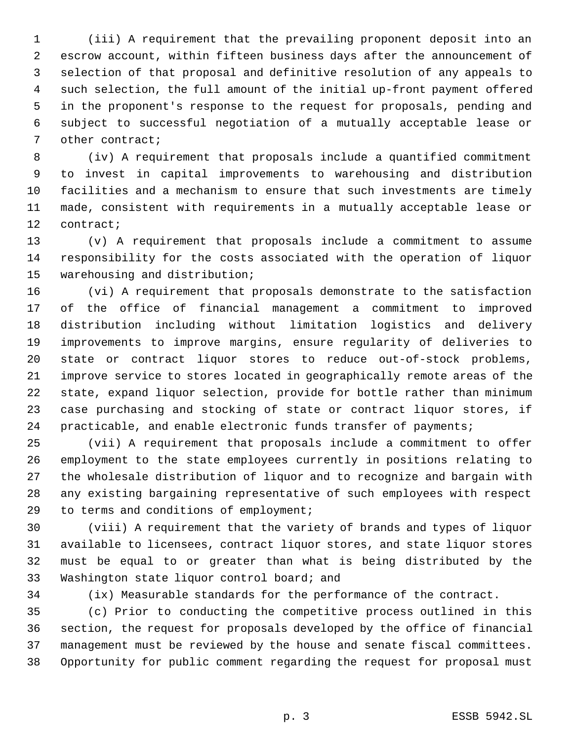(iii) A requirement that the prevailing proponent deposit into an escrow account, within fifteen business days after the announcement of selection of that proposal and definitive resolution of any appeals to such selection, the full amount of the initial up-front payment offered in the proponent's response to the request for proposals, pending and subject to successful negotiation of a mutually acceptable lease or other contract;

(iv) A requirement that proposals include a quantified commitment to invest in capital improvements to warehousing and distribution facilities and a mechanism to ensure that such investments are timely made, consistent with requirements in a mutually acceptable lease or contract;

(v) A requirement that proposals include a commitment to assume responsibility for the costs associated with the operation of liquor warehousing and distribution;

(vi) A requirement that proposals demonstrate to the satisfaction of the office of financial management a commitment to improved distribution including without limitation logistics and delivery improvements to improve margins, ensure regularity of deliveries to state or contract liquor stores to reduce out-of-stock problems, improve service to stores located in geographically remote areas of the state, expand liquor selection, provide for bottle rather than minimum case purchasing and stocking of state or contract liquor stores, if practicable, and enable electronic funds transfer of payments;

(vii) A requirement that proposals include a commitment to offer employment to the state employees currently in positions relating to the wholesale distribution of liquor and to recognize and bargain with any existing bargaining representative of such employees with respect to terms and conditions of employment;

(viii) A requirement that the variety of brands and types of liquor available to licensees, contract liquor stores, and state liquor stores must be equal to or greater than what is being distributed by the Washington state liquor control board; and

(ix) Measurable standards for the performance of the contract.

(c) Prior to conducting the competitive process outlined in this section, the request for proposals developed by the office of financial management must be reviewed by the house and senate fiscal committees. Opportunity for public comment regarding the request for proposal must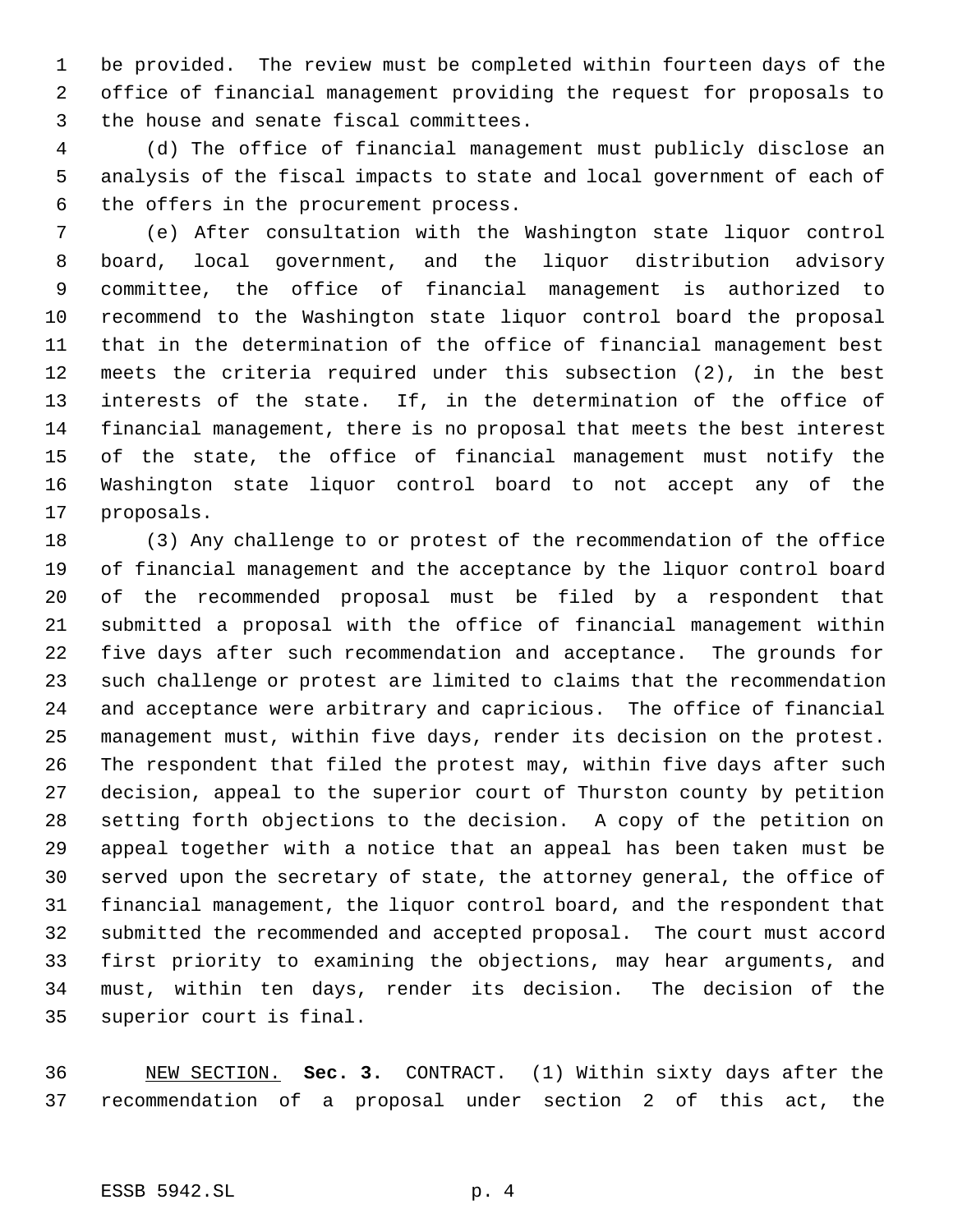be provided. The review must be completed within fourteen days of the office of financial management providing the request for proposals to the house and senate fiscal committees.

(d) The office of financial management must publicly disclose an analysis of the fiscal impacts to state and local government of each of the offers in the procurement process.

(e) After consultation with the Washington state liquor control board, local government, and the liquor distribution advisory committee, the office of financial management is authorized to recommend to the Washington state liquor control board the proposal that in the determination of the office of financial management best meets the criteria required under this subsection (2), in the best interests of the state. If, in the determination of the office of financial management, there is no proposal that meets the best interest of the state, the office of financial management must notify the Washington state liquor control board to not accept any of the proposals.

(3) Any challenge to or protest of the recommendation of the office of financial management and the acceptance by the liquor control board of the recommended proposal must be filed by a respondent that submitted a proposal with the office of financial management within five days after such recommendation and acceptance. The grounds for such challenge or protest are limited to claims that the recommendation and acceptance were arbitrary and capricious. The office of financial management must, within five days, render its decision on the protest. The respondent that filed the protest may, within five days after such decision, appeal to the superior court of Thurston county by petition setting forth objections to the decision. A copy of the petition on appeal together with a notice that an appeal has been taken must be served upon the secretary of state, the attorney general, the office of financial management, the liquor control board, and the respondent that submitted the recommended and accepted proposal. The court must accord first priority to examining the objections, may hear arguments, and must, within ten days, render its decision. The decision of the superior court is final.

NEW SECTION. **Sec. 3.** CONTRACT. (1) Within sixty days after the recommendation of a proposal under section 2 of this act, the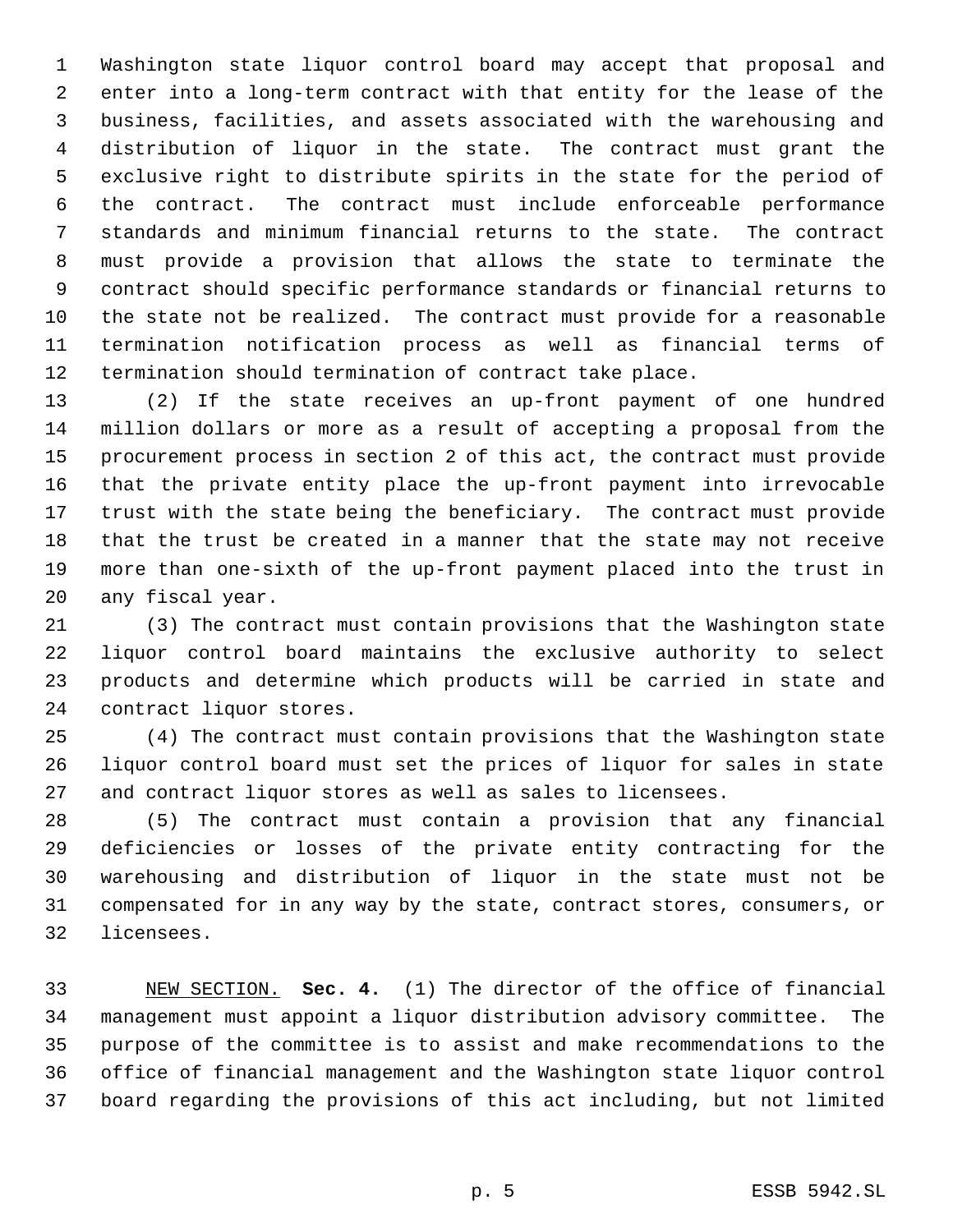Washington state liquor control board may accept that proposal and enter into a long-term contract with that entity for the lease of the business, facilities, and assets associated with the warehousing and distribution of liquor in the state. The contract must grant the exclusive right to distribute spirits in the state for the period of the contract. The contract must include enforceable performance standards and minimum financial returns to the state. The contract must provide a provision that allows the state to terminate the contract should specific performance standards or financial returns to the state not be realized. The contract must provide for a reasonable termination notification process as well as financial terms of termination should termination of contract take place.

(2) If the state receives an up-front payment of one hundred million dollars or more as a result of accepting a proposal from the procurement process in section 2 of this act, the contract must provide that the private entity place the up-front payment into irrevocable trust with the state being the beneficiary. The contract must provide that the trust be created in a manner that the state may not receive more than one-sixth of the up-front payment placed into the trust in any fiscal year.

(3) The contract must contain provisions that the Washington state liquor control board maintains the exclusive authority to select products and determine which products will be carried in state and contract liquor stores.

(4) The contract must contain provisions that the Washington state liquor control board must set the prices of liquor for sales in state and contract liquor stores as well as sales to licensees.

(5) The contract must contain a provision that any financial deficiencies or losses of the private entity contracting for the warehousing and distribution of liquor in the state must not be compensated for in any way by the state, contract stores, consumers, or licensees.

NEW SECTION. **Sec. 4.** (1) The director of the office of financial management must appoint a liquor distribution advisory committee. The purpose of the committee is to assist and make recommendations to the office of financial management and the Washington state liquor control board regarding the provisions of this act including, but not limited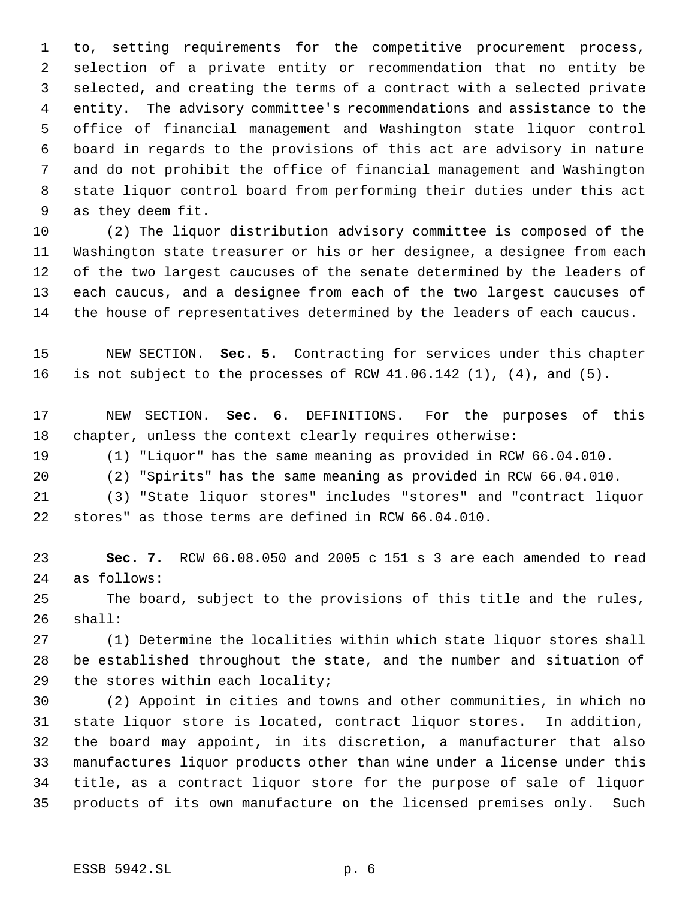to, setting requirements for the competitive procurement process, selection of a private entity or recommendation that no entity be selected, and creating the terms of a contract with a selected private entity. The advisory committee's recommendations and assistance to the office of financial management and Washington state liquor control board in regards to the provisions of this act are advisory in nature and do not prohibit the office of financial management and Washington state liquor control board from performing their duties under this act as they deem fit.

(2) The liquor distribution advisory committee is composed of the Washington state treasurer or his or her designee, a designee from each of the two largest caucuses of the senate determined by the leaders of each caucus, and a designee from each of the two largest caucuses of the house of representatives determined by the leaders of each caucus.

NEW SECTION. **Sec. 5.** Contracting for services under this chapter is not subject to the processes of RCW 41.06.142 (1), (4), and (5).

NEW SECTION. **Sec. 6.** DEFINITIONS. For the purposes of this chapter, unless the context clearly requires otherwise:

(1) "Liquor" has the same meaning as provided in RCW 66.04.010.

(2) "Spirits" has the same meaning as provided in RCW 66.04.010.

(3) "State liquor stores" includes "stores" and "contract liquor stores" as those terms are defined in RCW 66.04.010.

**Sec. 7.** RCW 66.08.050 and 2005 c 151 s 3 are each amended to read as follows:

The board, subject to the provisions of this title and the rules, shall:

(1) Determine the localities within which state liquor stores shall be established throughout the state, and the number and situation of the stores within each locality;

(2) Appoint in cities and towns and other communities, in which no state liquor store is located, contract liquor stores. In addition, the board may appoint, in its discretion, a manufacturer that also manufactures liquor products other than wine under a license under this title, as a contract liquor store for the purpose of sale of liquor products of its own manufacture on the licensed premises only. Such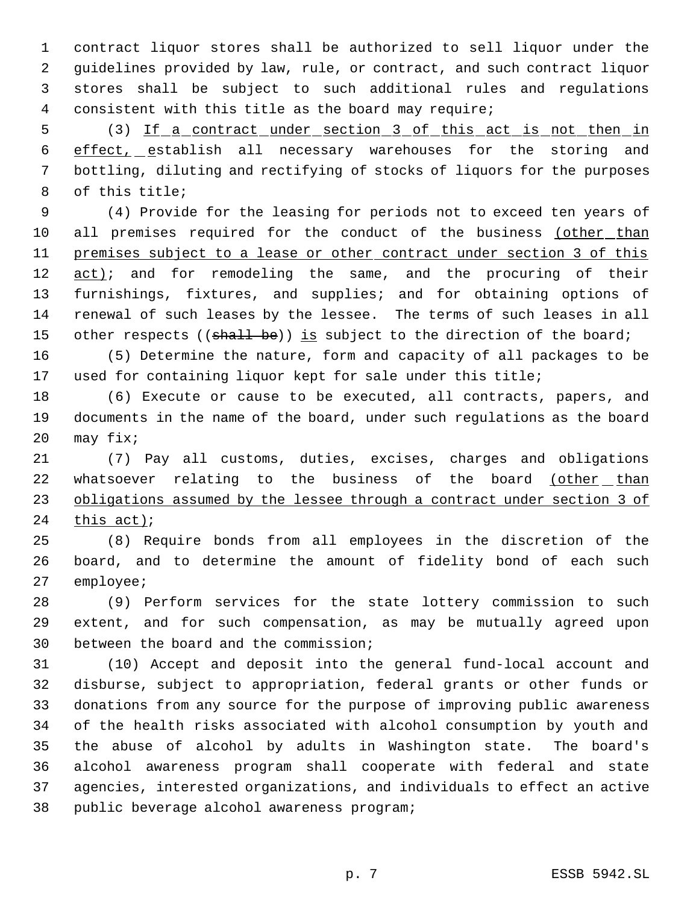contract liquor stores shall be authorized to sell liquor under the guidelines provided by law, rule, or contract, and such contract liquor stores shall be subject to such additional rules and regulations consistent with this title as the board may require;

(3) If a contract under section 3 of this act is not then in effect, establish all necessary warehouses for the storing and bottling, diluting and rectifying of stocks of liquors for the purposes of this title;

(4) Provide for the leasing for periods not to exceed ten years of all premises required for the conduct of the business (other than premises subject to a lease or other contract under section 3 of this act); and for remodeling the same, and the procuring of their furnishings, fixtures, and supplies; and for obtaining options of renewal of such leases by the lessee. The terms of such leases in all other respects ((~~shall be~~)) is subject to the direction of the board;

(5) Determine the nature, form and capacity of all packages to be used for containing liquor kept for sale under this title;

(6) Execute or cause to be executed, all contracts, papers, and documents in the name of the board, under such regulations as the board may fix;

(7) Pay all customs, duties, excises, charges and obligations whatsoever relating to the business of the board (other than obligations assumed by the lessee through a contract under section 3 of this act);

(8) Require bonds from all employees in the discretion of the board, and to determine the amount of fidelity bond of each such employee;

(9) Perform services for the state lottery commission to such extent, and for such compensation, as may be mutually agreed upon between the board and the commission;

(10) Accept and deposit into the general fund-local account and disburse, subject to appropriation, federal grants or other funds or donations from any source for the purpose of improving public awareness of the health risks associated with alcohol consumption by youth and the abuse of alcohol by adults in Washington state. The board's alcohol awareness program shall cooperate with federal and state agencies, interested organizations, and individuals to effect an active public beverage alcohol awareness program;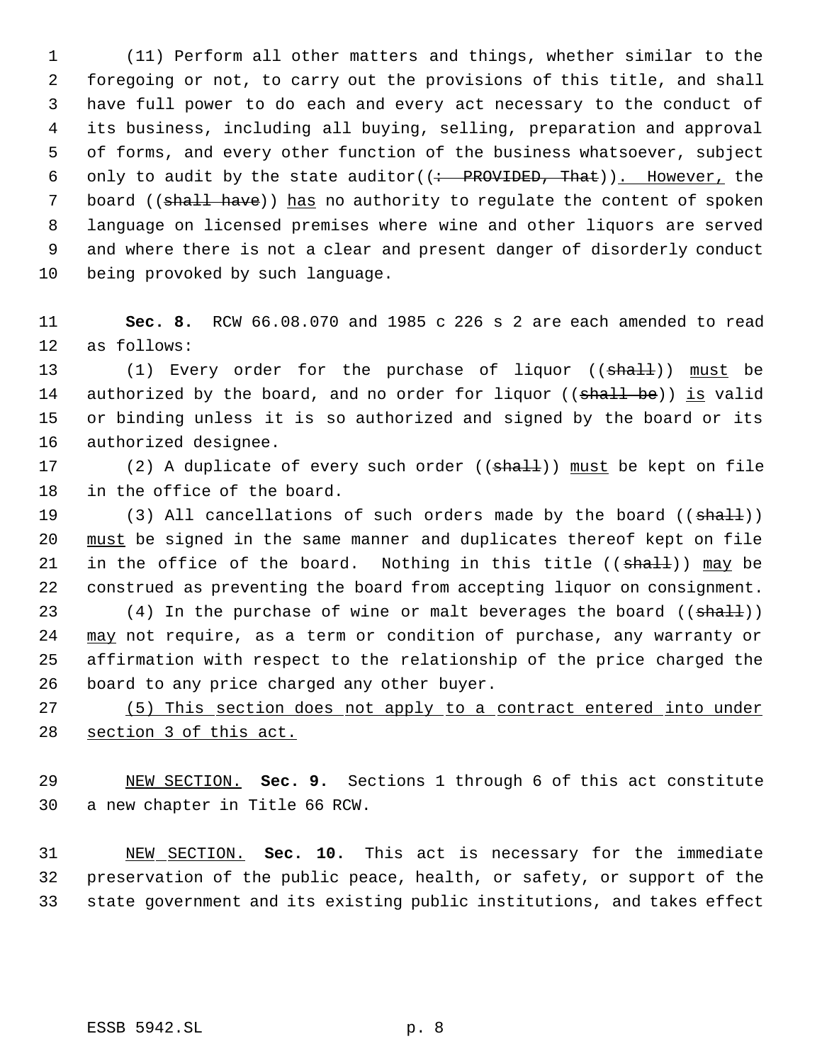(11) Perform all other matters and things, whether similar to the foregoing or not, to carry out the provisions of this title, and shall have full power to do each and every act necessary to the conduct of its business, including all buying, selling, preparation and approval of forms, and every other function of the business whatsoever, subject only to audit by the state auditor((~~: PROVIDED, That~~)). However, the board ((~~shall have~~)) has no authority to regulate the content of spoken language on licensed premises where wine and other liquors are served and where there is not a clear and present danger of disorderly conduct being provoked by such language.

**Sec. 8.** RCW 66.08.070 and 1985 c 226 s 2 are each amended to read as follows:

(1) Every order for the purchase of liquor ((~~shall~~)) must be authorized by the board, and no order for liquor ((~~shall be~~)) is valid or binding unless it is so authorized and signed by the board or its authorized designee.

(2) A duplicate of every such order ((~~shall~~)) must be kept on file in the office of the board.

(3) All cancellations of such orders made by the board ((~~shall~~)) must be signed in the same manner and duplicates thereof kept on file in the office of the board. Nothing in this title ((~~shall~~)) may be construed as preventing the board from accepting liquor on consignment.

(4) In the purchase of wine or malt beverages the board ((~~shall~~)) may not require, as a term or condition of purchase, any warranty or affirmation with respect to the relationship of the price charged the board to any price charged any other buyer.

(5) This section does not apply to a contract entered into under section 3 of this act.

NEW SECTION. **Sec. 9.** Sections 1 through 6 of this act constitute a new chapter in Title 66 RCW.

NEW SECTION. **Sec. 10.** This act is necessary for the immediate preservation of the public peace, health, or safety, or support of the state government and its existing public institutions, and takes effect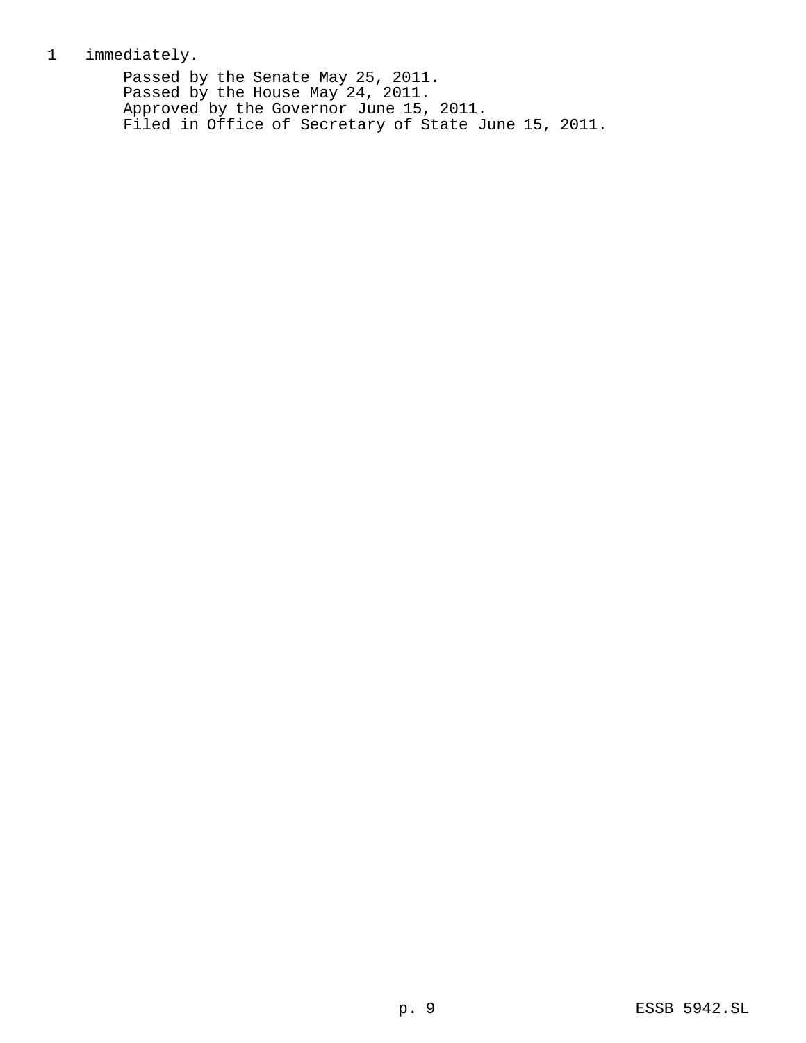immediately.

Passed by the Senate May 25, 2011.
Passed by the House May 24, 2011.
Approved by the Governor June 15, 2011.
Filed in Office of Secretary of State June 15, 2011.